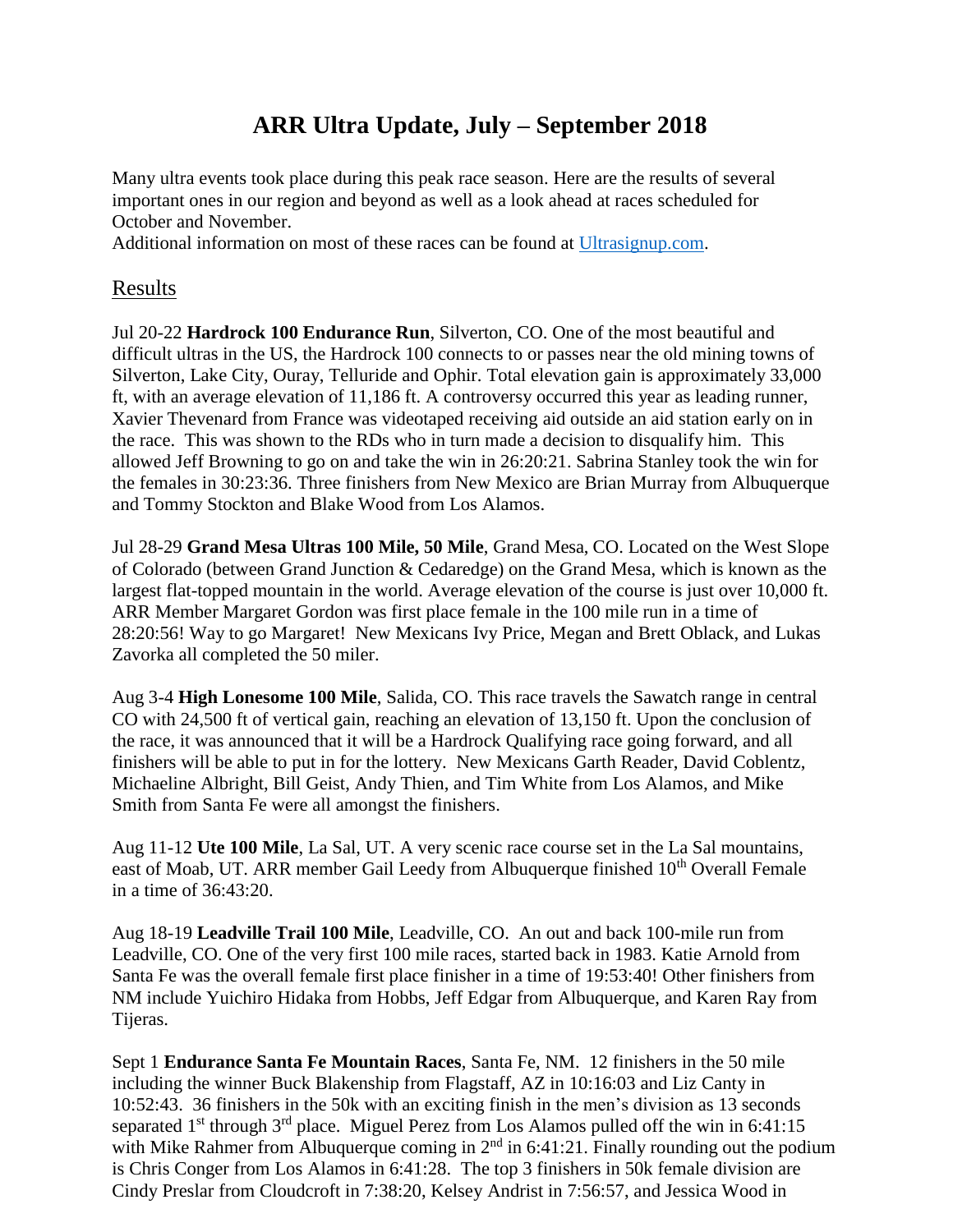# ARR Ultra Update, July – September 2018

Many ultra events took place during this peak race season. Here are the results of several important ones in our region and beyond as well as a look ahead at races scheduled for October and November.
Additional information on most of these races can be found at [Ultrasignup.com](Ultrasignup.com).

## Results

Jul 20-22 **Hardrock 100 Endurance Run**, Silverton, CO. One of the most beautiful and difficult ultras in the US, the Hardrock 100 connects to or passes near the old mining towns of Silverton, Lake City, Ouray, Telluride and Ophir. Total elevation gain is approximately 33,000 ft, with an average elevation of 11,186 ft. A controversy occurred this year as leading runner, Xavier Thevenard from France was videotaped receiving aid outside an aid station early on in the race. This was shown to the RDs who in turn made a decision to disqualify him. This allowed Jeff Browning to go on and take the win in 26:20:21. Sabrina Stanley took the win for the females in 30:23:36. Three finishers from New Mexico are Brian Murray from Albuquerque and Tommy Stockton and Blake Wood from Los Alamos.

Jul 28-29 **Grand Mesa Ultras 100 Mile, 50 Mile**, Grand Mesa, CO. Located on the West Slope of Colorado (between Grand Junction & Cedaredge) on the Grand Mesa, which is known as the largest flat-topped mountain in the world. Average elevation of the course is just over 10,000 ft. ARR Member Margaret Gordon was first place female in the 100 mile run in a time of 28:20:56! Way to go Margaret! New Mexicans Ivy Price, Megan and Brett Oblack, and Lukas Zavorka all completed the 50 miler.

Aug 3-4 **High Lonesome 100 Mile**, Salida, CO. This race travels the Sawatch range in central CO with 24,500 ft of vertical gain, reaching an elevation of 13,150 ft. Upon the conclusion of the race, it was announced that it will be a Hardrock Qualifying race going forward, and all finishers will be able to put in for the lottery. New Mexicans Garth Reader, David Coblentz, Michaeline Albright, Bill Geist, Andy Thien, and Tim White from Los Alamos, and Mike Smith from Santa Fe were all amongst the finishers.

Aug 11-12 **Ute 100 Mile**, La Sal, UT. A very scenic race course set in the La Sal mountains, east of Moab, UT. ARR member Gail Leedy from Albuquerque finished 10th Overall Female in a time of 36:43:20.

Aug 18-19 **Leadville Trail 100 Mile**, Leadville, CO. An out and back 100-mile run from Leadville, CO. One of the very first 100 mile races, started back in 1983. Katie Arnold from Santa Fe was the overall female first place finisher in a time of 19:53:40! Other finishers from NM include Yuichiro Hidaka from Hobbs, Jeff Edgar from Albuquerque, and Karen Ray from Tijeras.

Sept 1 **Endurance Santa Fe Mountain Races**, Santa Fe, NM. 12 finishers in the 50 mile including the winner Buck Blakenship from Flagstaff, AZ in 10:16:03 and Liz Canty in 10:52:43. 36 finishers in the 50k with an exciting finish in the men's division as 13 seconds separated 1st through 3rd place. Miguel Perez from Los Alamos pulled off the win in 6:41:15 with Mike Rahmer from Albuquerque coming in 2nd in 6:41:21. Finally rounding out the podium is Chris Conger from Los Alamos in 6:41:28. The top 3 finishers in 50k female division are Cindy Preslar from Cloudcroft in 7:38:20, Kelsey Andrist in 7:56:57, and Jessica Wood in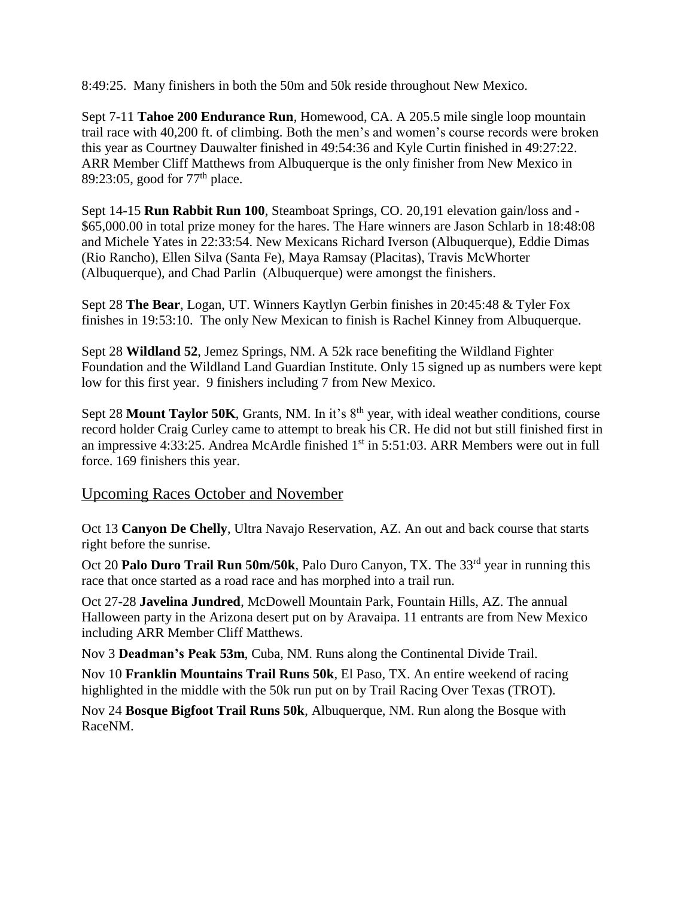8:49:25. Many finishers in both the 50m and 50k reside throughout New Mexico.

Sept 7-11 **Tahoe 200 Endurance Run**, Homewood, CA. A 205.5 mile single loop mountain trail race with 40,200 ft. of climbing. Both the men's and women's course records were broken this year as Courtney Dauwalter finished in 49:54:36 and Kyle Curtin finished in 49:27:22. ARR Member Cliff Matthews from Albuquerque is the only finisher from New Mexico in 89:23:05, good for 77th place.

Sept 14-15 **Run Rabbit Run 100**, Steamboat Springs, CO. 20,191 elevation gain/loss and - $65,000.00 in total prize money for the hares. The Hare winners are Jason Schlarb in 18:48:08 and Michele Yates in 22:33:54. New Mexicans Richard Iverson (Albuquerque), Eddie Dimas (Rio Rancho), Ellen Silva (Santa Fe), Maya Ramsay (Placitas), Travis McWhorter (Albuquerque), and Chad Parlin (Albuquerque) were amongst the finishers.

Sept 28 **The Bear**, Logan, UT. Winners Kaytlyn Gerbin finishes in 20:45:48 & Tyler Fox finishes in 19:53:10. The only New Mexican to finish is Rachel Kinney from Albuquerque.

Sept 28 **Wildland 52**, Jemez Springs, NM. A 52k race benefiting the Wildland Fighter Foundation and the Wildland Land Guardian Institute. Only 15 signed up as numbers were kept low for this first year. 9 finishers including 7 from New Mexico.

Sept 28 **Mount Taylor 50K**, Grants, NM. In it's 8th year, with ideal weather conditions, course record holder Craig Curley came to attempt to break his CR. He did not but still finished first in an impressive 4:33:25. Andrea McArdle finished 1st in 5:51:03. ARR Members were out in full force. 169 finishers this year.

## Upcoming Races October and November

Oct 13 **Canyon De Chelly**, Ultra Navajo Reservation, AZ. An out and back course that starts right before the sunrise.

Oct 20 **Palo Duro Trail Run 50m/50k**, Palo Duro Canyon, TX. The 33rd year in running this race that once started as a road race and has morphed into a trail run.

Oct 27-28 **Javelina Jundred**, McDowell Mountain Park, Fountain Hills, AZ. The annual Halloween party in the Arizona desert put on by Aravaipa. 11 entrants are from New Mexico including ARR Member Cliff Matthews.

Nov 3 **Deadman's Peak 53m**, Cuba, NM. Runs along the Continental Divide Trail.

Nov 10 **Franklin Mountains Trail Runs 50k**, El Paso, TX. An entire weekend of racing highlighted in the middle with the 50k run put on by Trail Racing Over Texas (TROT).

Nov 24 **Bosque Bigfoot Trail Runs 50k**, Albuquerque, NM. Run along the Bosque with RaceNM.